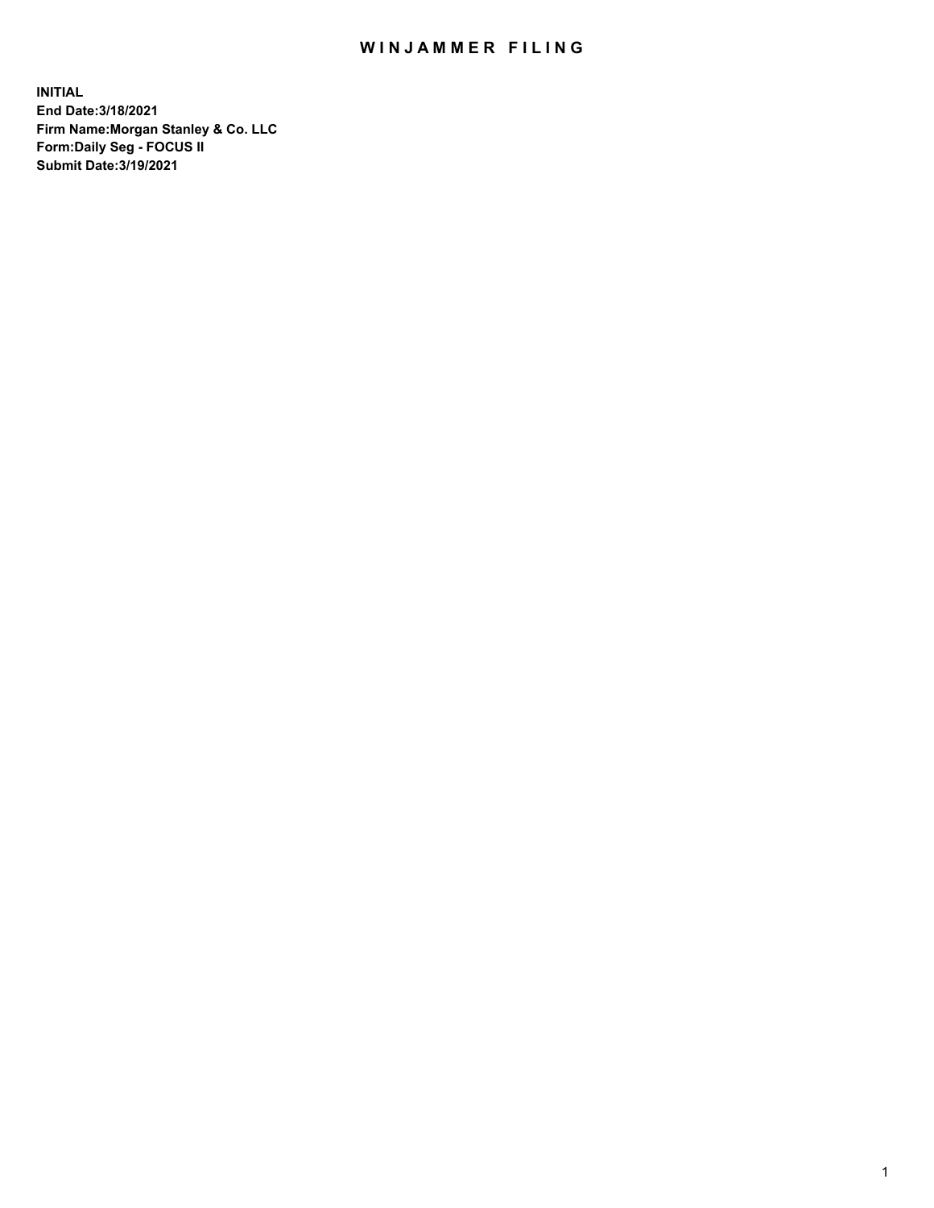# WINJAMMER FILING

**INITIAL**
**End Date:3/18/2021**
**Firm Name:Morgan Stanley & Co. LLC**
**Form:Daily Seg - FOCUS II**
**Submit Date:3/19/2021**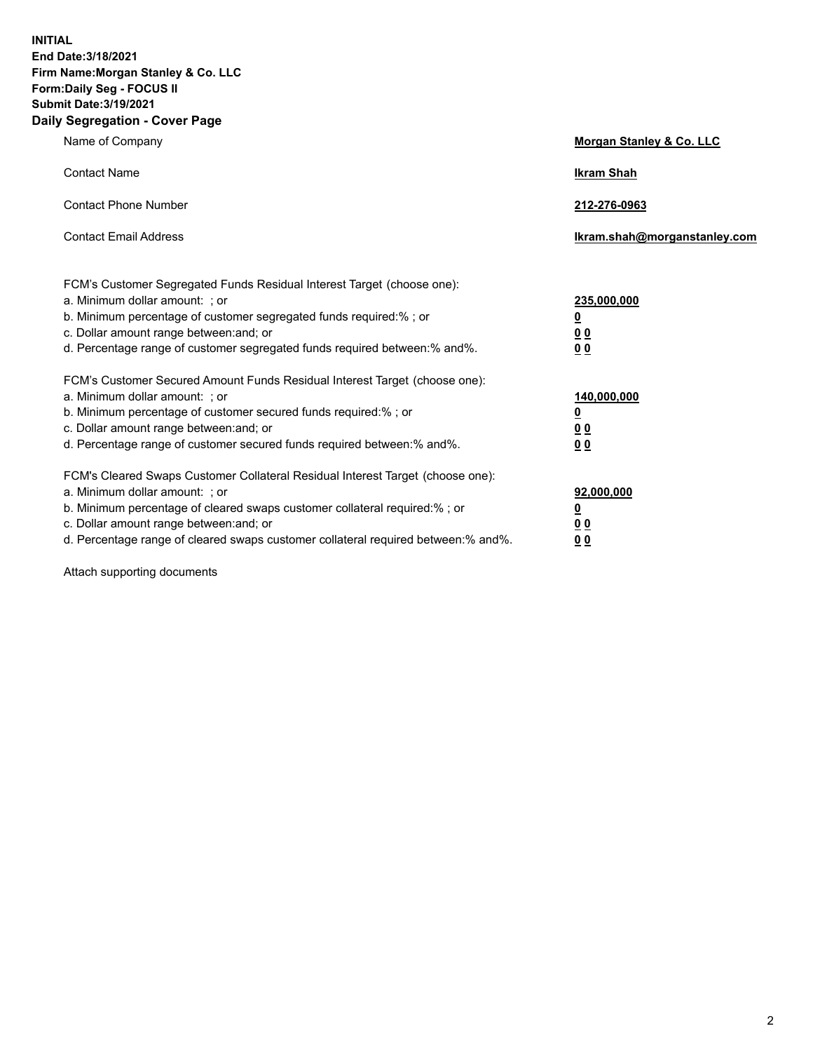**INITIAL**
**End Date:3/18/2021**
**Firm Name:Morgan Stanley & Co. LLC**
**Form:Daily Seg - FOCUS II**
**Submit Date:3/19/2021**

## Daily Segregation - Cover Page

| | |
|---|---|
| Name of Company | **Morgan Stanley & Co. LLC** |
| Contact Name | **Ikram Shah** |
| Contact Phone Number | **212-276-0963** |
| Contact Email Address | **Ikram.shah@morganstanley.com** |

| | |
|---|---|
| FCM's Customer Segregated Funds Residual Interest Target (choose one): | |
| a. Minimum dollar amount: ; or | **235,000,000** |
| b. Minimum percentage of customer segregated funds required:% ; or | **0** |
| c. Dollar amount range between:and; or | **0 0** |
| d. Percentage range of customer segregated funds required between:% and%. | **0 0** |
| FCM's Customer Secured Amount Funds Residual Interest Target (choose one): | |
| a. Minimum dollar amount: ; or | **140,000,000** |
| b. Minimum percentage of customer secured funds required:% ; or | **0** |
| c. Dollar amount range between:and; or | **0 0** |
| d. Percentage range of customer secured funds required between:% and%. | **0 0** |
| FCM's Cleared Swaps Customer Collateral Residual Interest Target (choose one): | |
| a. Minimum dollar amount: ; or | **92,000,000** |
| b. Minimum percentage of cleared swaps customer collateral required:% ; or | **0** |
| c. Dollar amount range between:and; or | **0 0** |
| d. Percentage range of cleared swaps customer collateral required between:% and%. | **0 0** |

Attach supporting documents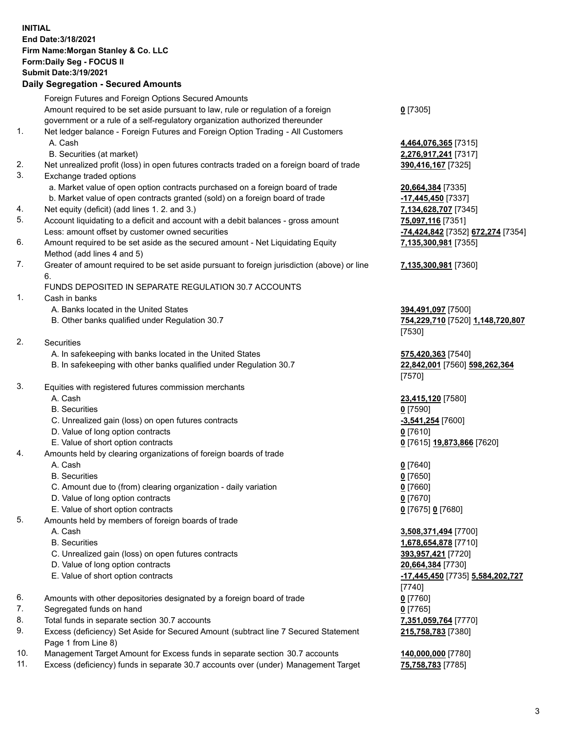**INITIAL**
**End Date:3/18/2021**
**Firm Name:Morgan Stanley & Co. LLC**
**Form:Daily Seg - FOCUS II**
**Submit Date:3/19/2021**

## Daily Segregation - Secured Amounts

| | | |
|---|---|---|
| | Foreign Futures and Foreign Options Secured Amounts | |
| | Amount required to be set aside pursuant to law, rule or regulation of a foreign government or a rule of a self-regulatory organization authorized thereunder | **0** [7305] |
| 1. | Net ledger balance - Foreign Futures and Foreign Option Trading - All Customers | |
| | A. Cash | **4,464,076,365** [7315] |
| | B. Securities (at market) | **2,276,917,241** [7317] |
| 2. | Net unrealized profit (loss) in open futures contracts traded on a foreign board of trade | **390,416,167** [7325] |
| 3. | Exchange traded options | |
| | a. Market value of open option contracts purchased on a foreign board of trade | **20,664,384** [7335] |
| | b. Market value of open contracts granted (sold) on a foreign board of trade | **-17,445,450** [7337] |
| 4. | Net equity (deficit) (add lines 1. 2. and 3.) | **7,134,628,707** [7345] |
| 5. | Account liquidating to a deficit and account with a debit balances - gross amount | **75,097,116** [7351] |
| | Less: amount offset by customer owned securities | **-74,424,842** [7352] **672,274** [7354] |
| 6. | Amount required to be set aside as the secured amount - Net Liquidating Equity Method (add lines 4 and 5) | **7,135,300,981** [7355] |
| 7. | Greater of amount required to be set aside pursuant to foreign jurisdiction (above) or line 6. | **7,135,300,981** [7360] |
| | FUNDS DEPOSITED IN SEPARATE REGULATION 30.7 ACCOUNTS | |
| 1. | Cash in banks | |
| | A. Banks located in the United States | **394,491,097** [7500] |
| | B. Other banks qualified under Regulation 30.7 | **754,229,710** [7520] **1,148,720,807** [7530] |
| 2. | Securities | |
| | A. In safekeeping with banks located in the United States | **575,420,363** [7540] |
| | B. In safekeeping with other banks qualified under Regulation 30.7 | **22,842,001** [7560] **598,262,364** [7570] |
| 3. | Equities with registered futures commission merchants | |
| | A. Cash | **23,415,120** [7580] |
| | B. Securities | **0** [7590] |
| | C. Unrealized gain (loss) on open futures contracts | **-3,541,254** [7600] |
| | D. Value of long option contracts | **0** [7610] |
| | E. Value of short option contracts | **0** [7615] **19,873,866** [7620] |
| 4. | Amounts held by clearing organizations of foreign boards of trade | |
| | A. Cash | **0** [7640] |
| | B. Securities | **0** [7650] |
| | C. Amount due to (from) clearing organization - daily variation | **0** [7660] |
| | D. Value of long option contracts | **0** [7670] |
| | E. Value of short option contracts | **0** [7675] **0** [7680] |
| 5. | Amounts held by members of foreign boards of trade | |
| | A. Cash | **3,508,371,494** [7700] |
| | B. Securities | **1,678,654,878** [7710] |
| | C. Unrealized gain (loss) on open futures contracts | **393,957,421** [7720] |
| | D. Value of long option contracts | **20,664,384** [7730] |
| | E. Value of short option contracts | **-17,445,450** [7735] **5,584,202,727** [7740] |
| 6. | Amounts with other depositories designated by a foreign board of trade | **0** [7760] |
| 7. | Segregated funds on hand | **0** [7765] |
| 8. | Total funds in separate section 30.7 accounts | **7,351,059,764** [7770] |
| 9. | Excess (deficiency) Set Aside for Secured Amount (subtract line 7 Secured Statement Page 1 from Line 8) | **215,758,783** [7380] |
| 10. | Management Target Amount for Excess funds in separate section 30.7 accounts | **140,000,000** [7780] |
| 11. | Excess (deficiency) funds in separate 30.7 accounts over (under) Management Target | **75,758,783** [7785] |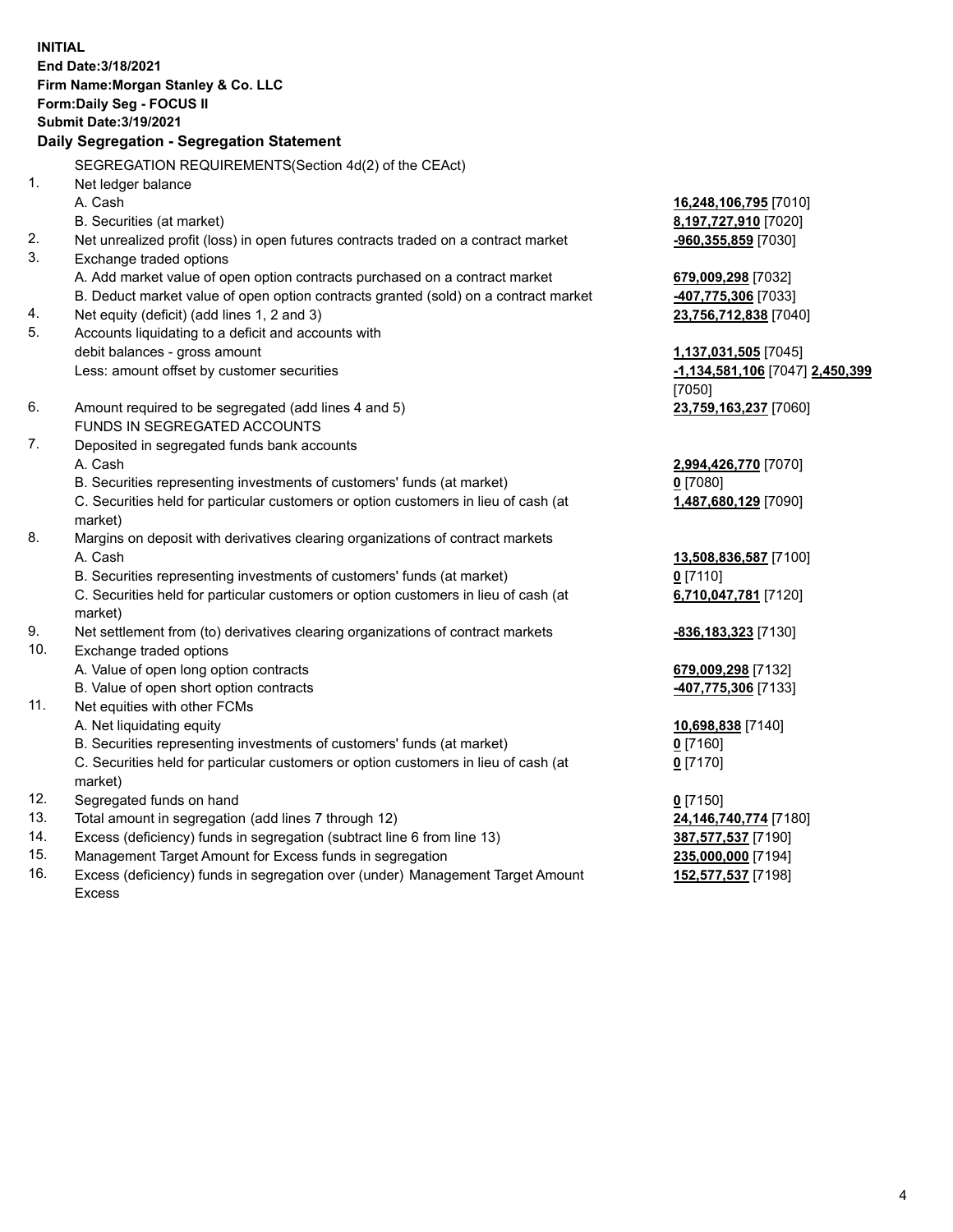**INITIAL**
**End Date:3/18/2021**
**Firm Name:Morgan Stanley & Co. LLC**
**Form:Daily Seg - FOCUS II**
**Submit Date:3/19/2021**

## Daily Segregation - Segregation Statement

SEGREGATION REQUIREMENTS(Section 4d(2) of the CEAct)

| | | |
|---|---|---|
| 1. | Net ledger balance | |
| | A. Cash | **16,248,106,795** [7010] |
| | B. Securities (at market) | **8,197,727,910** [7020] |
| 2. | Net unrealized profit (loss) in open futures contracts traded on a contract market | **-960,355,859** [7030] |
| 3. | Exchange traded options | |
| | A. Add market value of open option contracts purchased on a contract market | **679,009,298** [7032] |
| | B. Deduct market value of open option contracts granted (sold) on a contract market | **-407,775,306** [7033] |
| 4. | Net equity (deficit) (add lines 1, 2 and 3) | **23,756,712,838** [7040] |
| 5. | Accounts liquidating to a deficit and accounts with debit balances - gross amount | **1,137,031,505** [7045] |
| | Less: amount offset by customer securities | **-1,134,581,106** [7047] **2,450,399** [7050] |
| 6. | Amount required to be segregated (add lines 4 and 5) | **23,759,163,237** [7060] |
| | FUNDS IN SEGREGATED ACCOUNTS | |
| 7. | Deposited in segregated funds bank accounts | |
| | A. Cash | **2,994,426,770** [7070] |
| | B. Securities representing investments of customers' funds (at market) | **0** [7080] |
| | C. Securities held for particular customers or option customers in lieu of cash (at market) | **1,487,680,129** [7090] |
| 8. | Margins on deposit with derivatives clearing organizations of contract markets | |
| | A. Cash | **13,508,836,587** [7100] |
| | B. Securities representing investments of customers' funds (at market) | **0** [7110] |
| | C. Securities held for particular customers or option customers in lieu of cash (at market) | **6,710,047,781** [7120] |
| 9. | Net settlement from (to) derivatives clearing organizations of contract markets | **-836,183,323** [7130] |
| 10. | Exchange traded options | |
| | A. Value of open long option contracts | **679,009,298** [7132] |
| | B. Value of open short option contracts | **-407,775,306** [7133] |
| 11. | Net equities with other FCMs | |
| | A. Net liquidating equity | **10,698,838** [7140] |
| | B. Securities representing investments of customers' funds (at market) | **0** [7160] |
| | C. Securities held for particular customers or option customers in lieu of cash (at market) | **0** [7170] |
| 12. | Segregated funds on hand | **0** [7150] |
| 13. | Total amount in segregation (add lines 7 through 12) | **24,146,740,774** [7180] |
| 14. | Excess (deficiency) funds in segregation (subtract line 6 from line 13) | **387,577,537** [7190] |
| 15. | Management Target Amount for Excess funds in segregation | **235,000,000** [7194] |
| 16. | Excess (deficiency) funds in segregation over (under) Management Target Amount Excess | **152,577,537** [7198] |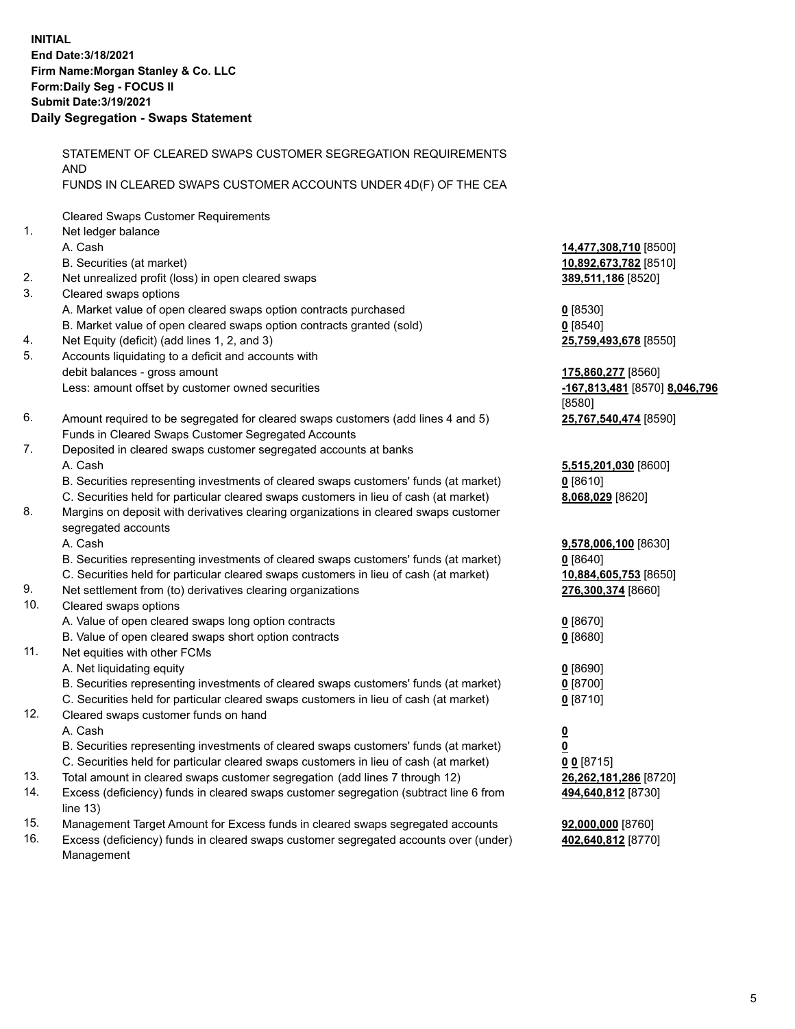**INITIAL**
**End Date:3/18/2021**
**Firm Name:Morgan Stanley & Co. LLC**
**Form:Daily Seg - FOCUS II**
**Submit Date:3/19/2021**
**Daily Segregation - Swaps Statement**

STATEMENT OF CLEARED SWAPS CUSTOMER SEGREGATION REQUIREMENTS AND FUNDS IN CLEARED SWAPS CUSTOMER ACCOUNTS UNDER 4D(F) OF THE CEA

| | | |
|---|---|---|
| | Cleared Swaps Customer Requirements | |
| 1. | Net ledger balance | |
| | A. Cash | **14,477,308,710** [8500] |
| | B. Securities (at market) | **10,892,673,782** [8510] |
| 2. | Net unrealized profit (loss) in open cleared swaps | **389,511,186** [8520] |
| 3. | Cleared swaps options | |
| | A. Market value of open cleared swaps option contracts purchased | **0** [8530] |
| | B. Market value of open cleared swaps option contracts granted (sold) | **0** [8540] |
| 4. | Net Equity (deficit) (add lines 1, 2, and 3) | **25,759,493,678** [8550] |
| 5. | Accounts liquidating to a deficit and accounts with debit balances - gross amount | **175,860,277** [8560] |
| | Less: amount offset by customer owned securities | **-167,813,481** [8570] **8,046,796** [8580] |
| 6. | Amount required to be segregated for cleared swaps customers (add lines 4 and 5) | **25,767,540,474** [8590] |
| | Funds in Cleared Swaps Customer Segregated Accounts | |
| 7. | Deposited in cleared swaps customer segregated accounts at banks | |
| | A. Cash | **5,515,201,030** [8600] |
| | B. Securities representing investments of cleared swaps customers' funds (at market) | **0** [8610] |
| | C. Securities held for particular cleared swaps customers in lieu of cash (at market) | **8,068,029** [8620] |
| 8. | Margins on deposit with derivatives clearing organizations in cleared swaps customer segregated accounts | |
| | A. Cash | **9,578,006,100** [8630] |
| | B. Securities representing investments of cleared swaps customers' funds (at market) | **0** [8640] |
| | C. Securities held for particular cleared swaps customers in lieu of cash (at market) | **10,884,605,753** [8650] |
| 9. | Net settlement from (to) derivatives clearing organizations | **276,300,374** [8660] |
| 10. | Cleared swaps options | |
| | A. Value of open cleared swaps long option contracts | **0** [8670] |
| | B. Value of open cleared swaps short option contracts | **0** [8680] |
| 11. | Net equities with other FCMs | |
| | A. Net liquidating equity | **0** [8690] |
| | B. Securities representing investments of cleared swaps customers' funds (at market) | **0** [8700] |
| | C. Securities held for particular cleared swaps customers in lieu of cash (at market) | **0** [8710] |
| 12. | Cleared swaps customer funds on hand | |
| | A. Cash | **0** |
| | B. Securities representing investments of cleared swaps customers' funds (at market) | **0** |
| | C. Securities held for particular cleared swaps customers in lieu of cash (at market) | **0** **0** [8715] |
| 13. | Total amount in cleared swaps customer segregation (add lines 7 through 12) | **26,262,181,286** [8720] |
| 14. | Excess (deficiency) funds in cleared swaps customer segregation (subtract line 6 from line 13) | **494,640,812** [8730] |
| 15. | Management Target Amount for Excess funds in cleared swaps segregated accounts | **92,000,000** [8760] |
| 16. | Excess (deficiency) funds in cleared swaps customer segregated accounts over (under) Management | **402,640,812** [8770] |